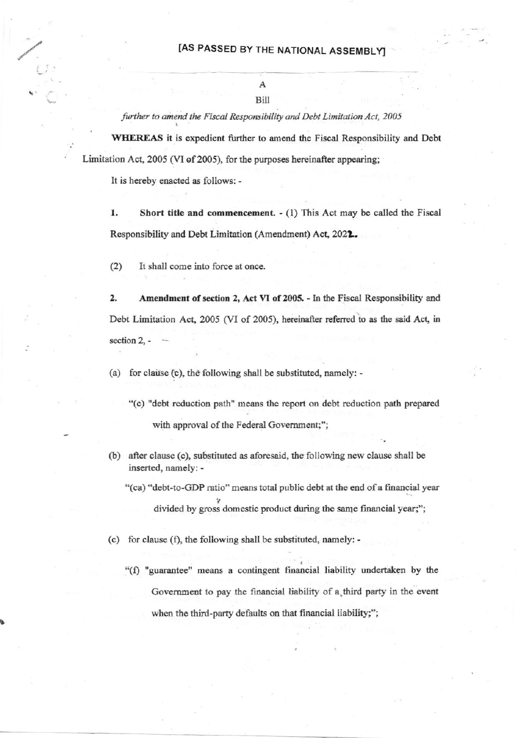[AS PASSED BY THE NATIONAL ASSEMBLY]

A

Bill

*further to amend the Fiscal Responsibility and Debt Limitation Act, 2005*

**WHEREAS** it is expedient further to amend the Fiscal Responsibility and Debt Limitation Act, 2005 (VI of 2005), for the purposes hereinafter appearing;

It is hereby enacted as follows: -

**1. Short title and commencement.** - (1) This Act may be called the Fiscal Responsibility and Debt Limitation (Amendment) Act, 2022.

(2) It shall come into force at once.

**2. Amendment of section 2, Act VI of 2005.** - In the Fiscal Responsibility and Debt Limitation Act, 2005 (VI of 2005), hereinafter referred to as the said Act, in section 2, -

(a) for clause (c), the following shall be substituted, namely: -

"(c) "debt reduction path" means the report on debt reduction path prepared with approval of the Federal Government;";

(b) after clause (c), substituted as aforesaid, the following new clause shall be inserted, namely: -

"(ca) "debt-to-GDP ratio" means total public debt at the end of a financial year divided by gross domestic product during the same financial year;";

(c) for clause (f), the following shall be substituted, namely: -

"(f) "guarantee" means a contingent financial liability undertaken by the Government to pay the financial liability of a third party in the event when the third-party defaults on that financial liability;";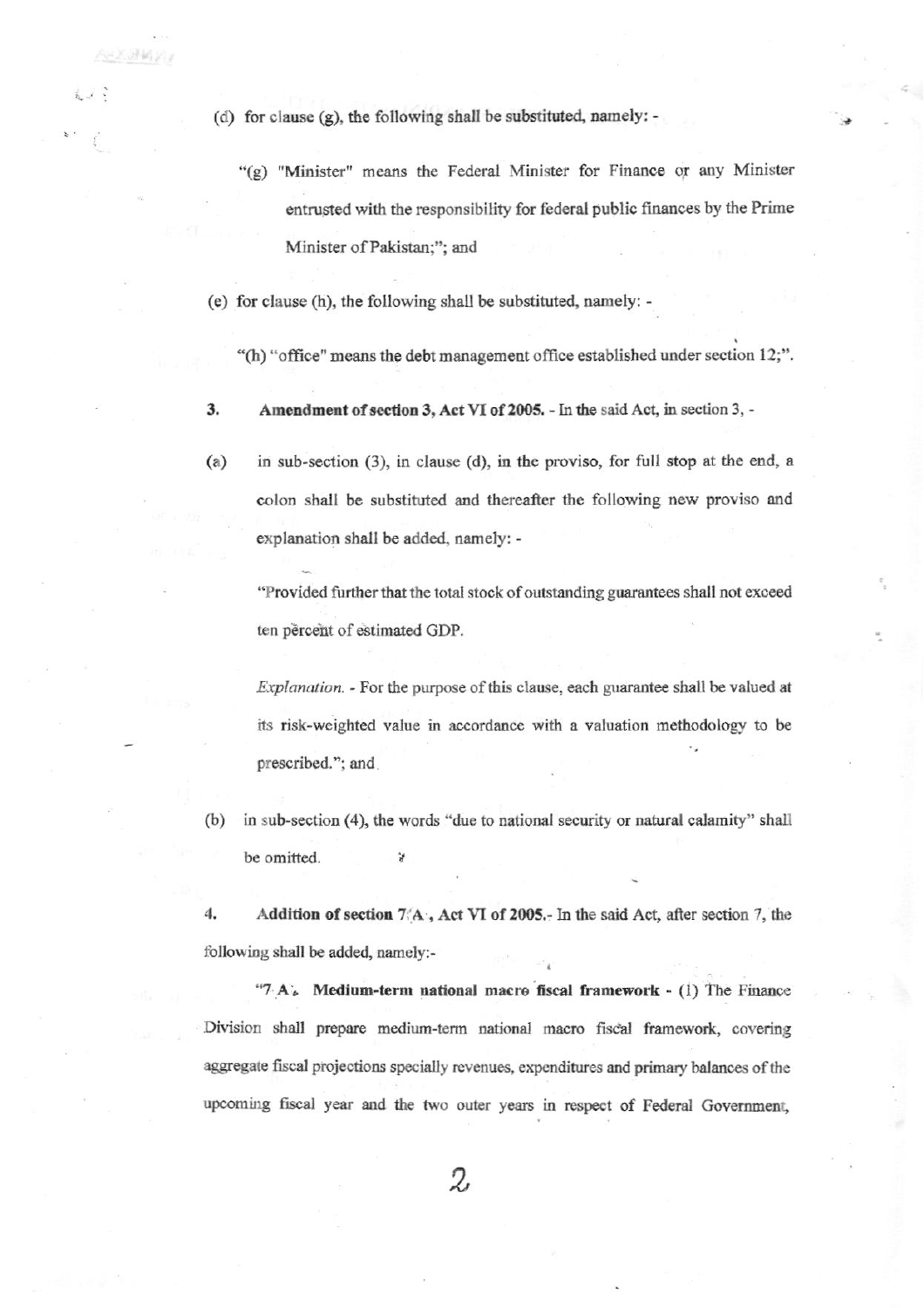(d) for clause (g), the following shall be substituted, namely: -

"(g) "Minister" means the Federal Minister for Finance or any Minister entrusted with the responsibility for federal public finances by the Prime Minister of Pakistan;"; and

(e) for clause (h), the following shall be substituted, namely: -

"(h) "office" means the debt management office established under section 12;".

**3. Amendment of section 3, Act VI of 2005.** - In the said Act, in section 3, -

(a) in sub-section (3), in clause (d), in the proviso, for full stop at the end, a colon shall be substituted and thereafter the following new proviso and explanation shall be added, namely: -

"Provided further that the total stock of outstanding guarantees shall not exceed ten percent of estimated GDP.

*Explanation.* - For the purpose of this clause, each guarantee shall be valued at its risk-weighted value in accordance with a valuation methodology to be prescribed."; and

(b) in sub-section (4), the words "due to national security or natural calamity" shall be omitted.

**4. Addition of section 7A, Act VI of 2005.**- In the said Act, after section 7, the following shall be added, namely:-

"**7A. Medium-term national macro fiscal framework** - (1) The Finance Division shall prepare medium-term national macro fiscal framework, covering aggregate fiscal projections specially revenues, expenditures and primary balances of the upcoming fiscal year and the two outer years in respect of Federal Government,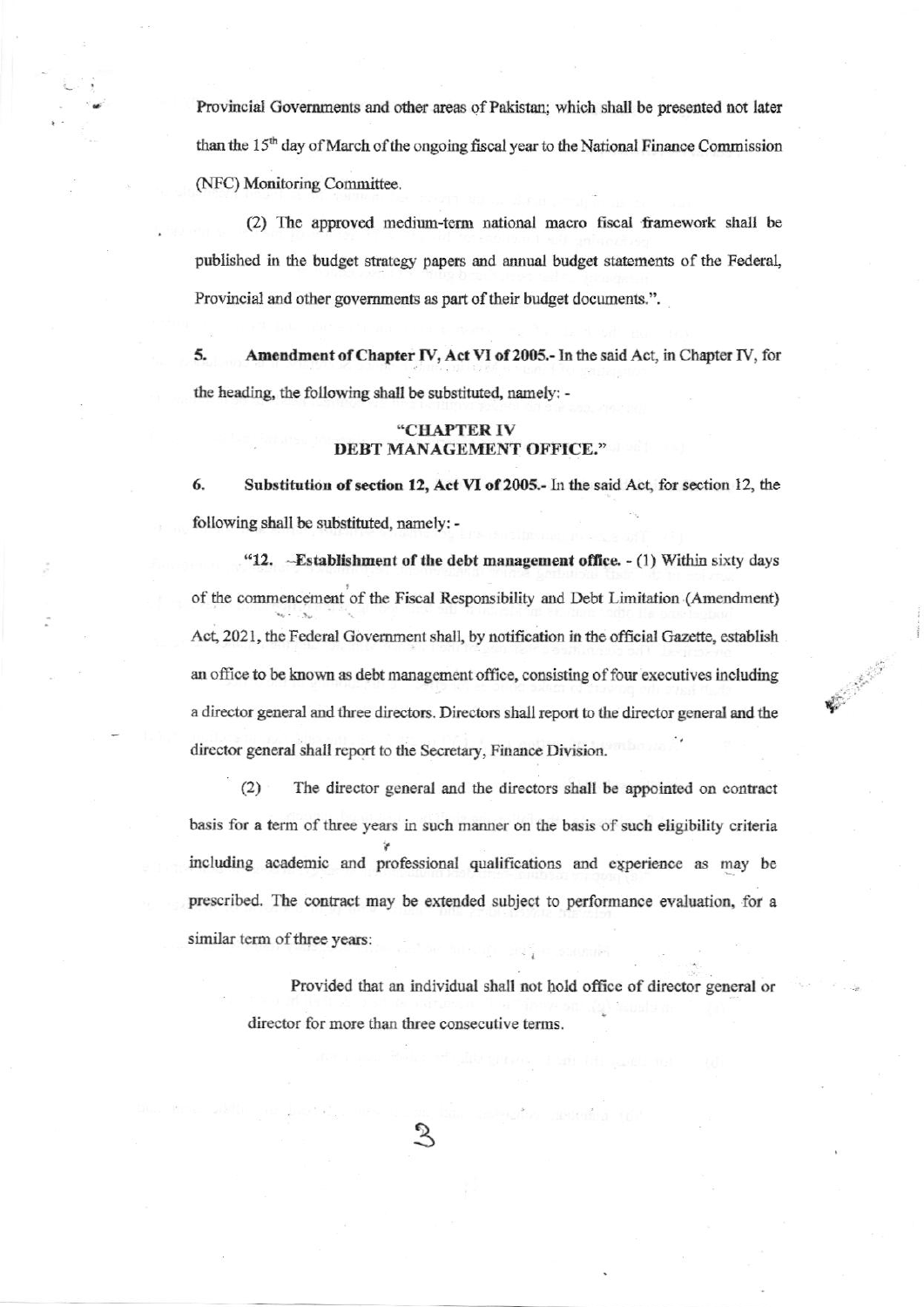Provincial Governments and other areas of Pakistan; which shall be presented not later than the 15th day of March of the ongoing fiscal year to the National Finance Commission (NFC) Monitoring Committee.

(2) The approved medium-term national macro fiscal framework shall be published in the budget strategy papers and annual budget statements of the Federal, Provincial and other governments as part of their budget documents.".

5. **Amendment of Chapter IV, Act VI of 2005.-** In the said Act, in Chapter IV, for the heading, the following shall be substituted, namely: -

**"CHAPTER IV**
**DEBT MANAGEMENT OFFICE."**

6. **Substitution of section 12, Act VI of 2005.-** In the said Act, for section 12, the following shall be substituted, namely: -

"12. **Establishment of the debt management office.** - (1) Within sixty days of the commencement of the Fiscal Responsibility and Debt Limitation (Amendment) Act, 2021, the Federal Government shall, by notification in the official Gazette, establish an office to be known as debt management office, consisting of four executives including a director general and three directors. Directors shall report to the director general and the director general shall report to the Secretary, Finance Division.

(2) The director general and the directors shall be appointed on contract basis for a term of three years in such manner on the basis of such eligibility criteria including academic and professional qualifications and experience as may be prescribed. The contract may be extended subject to performance evaluation, for a similar term of three years:

Provided that an individual shall not hold office of director general or director for more than three consecutive terms.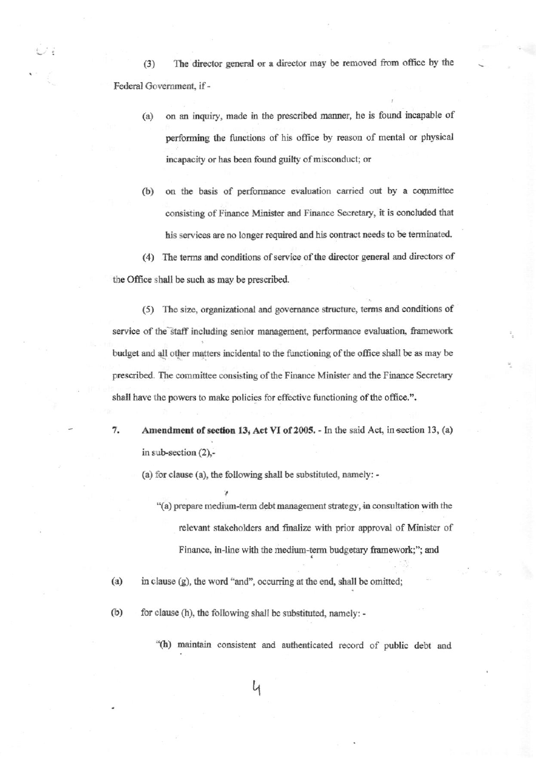(3) The director general or a director may be removed from office by the Federal Government, if -

(a) on an inquiry, made in the prescribed manner, he is found incapable of performing the functions of his office by reason of mental or physical incapacity or has been found guilty of misconduct; or

(b) on the basis of performance evaluation carried out by a committee consisting of Finance Minister and Finance Secretary, it is concluded that his services are no longer required and his contract needs to be terminated.

(4) The terms and conditions of service of the director general and directors of the Office shall be such as may be prescribed.

(5) The size, organizational and governance structure, terms and conditions of service of the staff including senior management, performance evaluation, framework budget and all other matters incidental to the functioning of the office shall be as may be prescribed. The committee consisting of the Finance Minister and the Finance Secretary shall have the powers to make policies for effective functioning of the office.".

7. **Amendment of section 13, Act VI of 2005.** - In the said Act, in section 13, (a) in sub-section (2),-

(a) for clause (a), the following shall be substituted, namely: -

"(a) prepare medium-term debt management strategy, in consultation with the relevant stakeholders and finalize with prior approval of Minister of Finance, in-line with the medium-term budgetary framework;"; and

(a) in clause (g), the word "and", occurring at the end, shall be omitted;

(b) for clause (h), the following shall be substituted, namely: -

"(h) maintain consistent and authenticated record of public debt and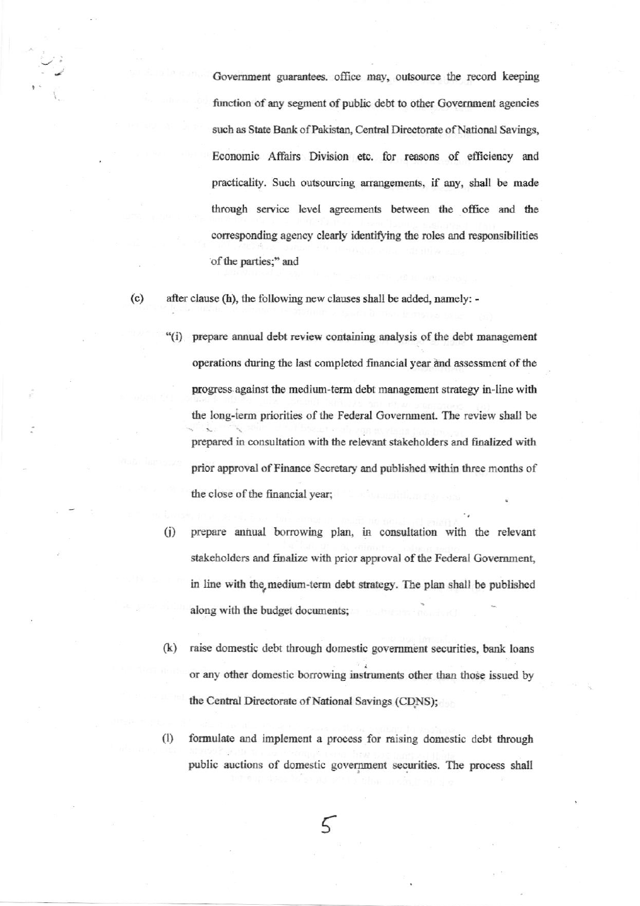Government guarantees. office may, outsource the record keeping function of any segment of public debt to other Government agencies such as State Bank of Pakistan, Central Directorate of National Savings, Economic Affairs Division etc. for reasons of efficiency and practicality. Such outsourcing arrangements, if any, shall be made through service level agreements between the office and the corresponding agency clearly identifying the roles and responsibilities of the parties;" and

(c) after clause (h), the following new clauses shall be added, namely: -

"(i) prepare annual debt review containing analysis of the debt management operations during the last completed financial year and assessment of the progress against the medium-term debt management strategy in-line with the long-term priorities of the Federal Government. The review shall be prepared in consultation with the relevant stakeholders and finalized with prior approval of Finance Secretary and published within three months of the close of the financial year;

(j) prepare annual borrowing plan, in consultation with the relevant stakeholders and finalize with prior approval of the Federal Government, in line with the medium-term debt strategy. The plan shall be published along with the budget documents;

(k) raise domestic debt through domestic government securities, bank loans or any other domestic borrowing instruments other than those issued by the Central Directorate of National Savings (CDNS);

(l) formulate and implement a process for raising domestic debt through public auctions of domestic government securities. The process shall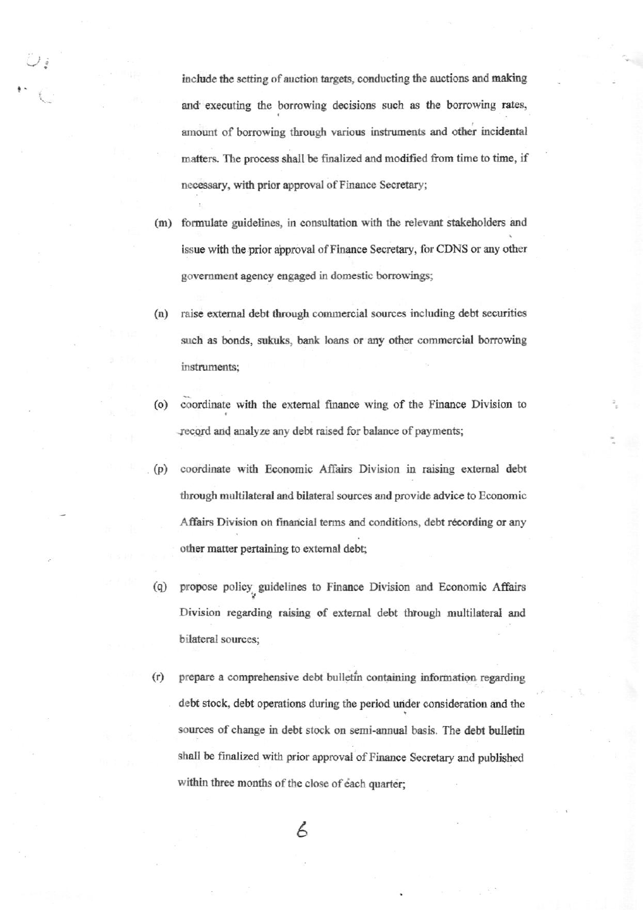include the setting of auction targets, conducting the auctions and making and executing the borrowing decisions such as the borrowing rates, amount of borrowing through various instruments and other incidental matters. The process shall be finalized and modified from time to time, if necessary, with prior approval of Finance Secretary;

(m) formulate guidelines, in consultation with the relevant stakeholders and issue with the prior approval of Finance Secretary, for CDNS or any other government agency engaged in domestic borrowings;

(n) raise external debt through commercial sources including debt securities such as bonds, sukuks, bank loans or any other commercial borrowing instruments;

(o) coordinate with the external finance wing of the Finance Division to record and analyze any debt raised for balance of payments;

(p) coordinate with Economic Affairs Division in raising external debt through multilateral and bilateral sources and provide advice to Economic Affairs Division on financial terms and conditions, debt recording or any other matter pertaining to external debt;

(q) propose policy guidelines to Finance Division and Economic Affairs Division regarding raising of external debt through multilateral and bilateral sources;

(r) prepare a comprehensive debt bulletin containing information regarding debt stock, debt operations during the period under consideration and the sources of change in debt stock on semi-annual basis. The debt bulletin shall be finalized with prior approval of Finance Secretary and published within three months of the close of each quarter;